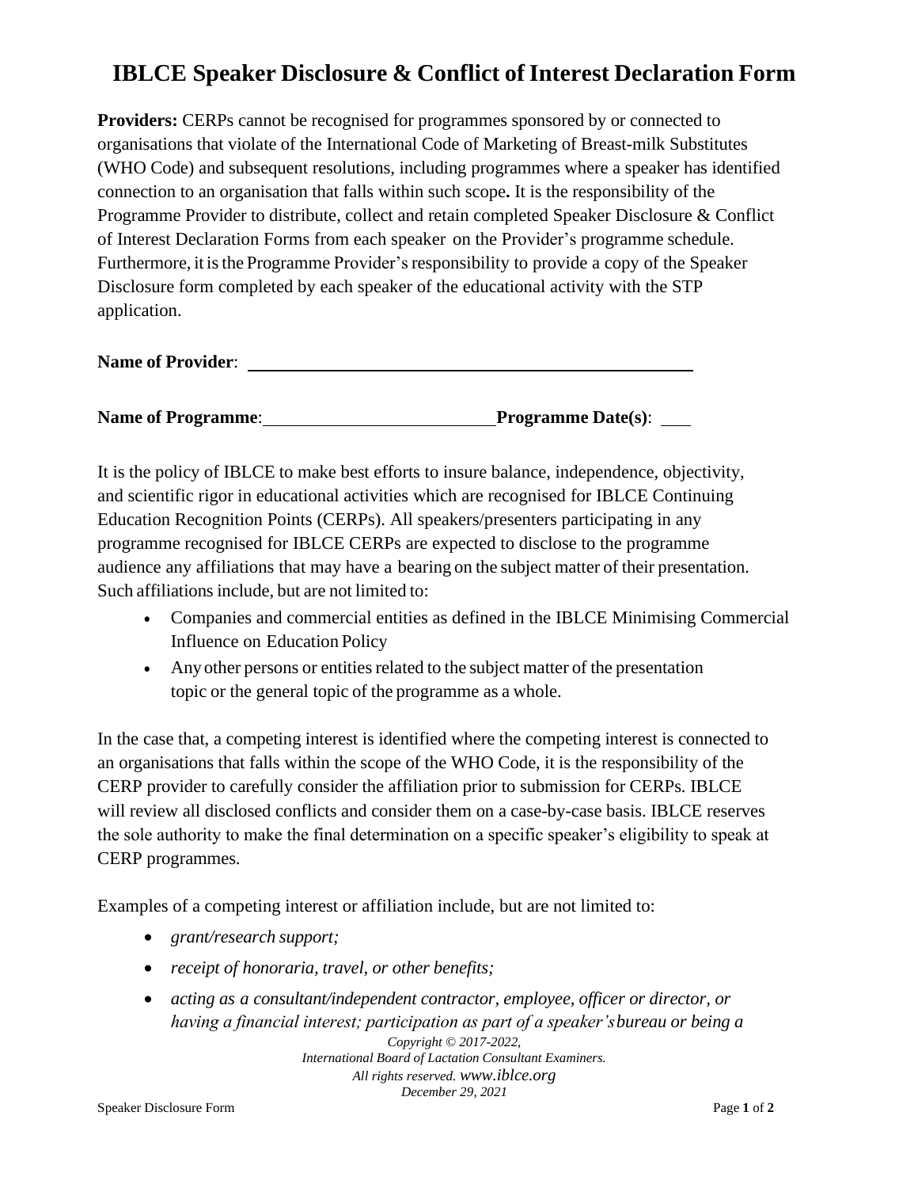# IBLCE Speaker Disclosure & Conflict of Interest Declaration Form

**Providers:** CERPs cannot be recognised for programmes sponsored by or connected to organisations that violate of the International Code of Marketing of Breast-milk Substitutes (WHO Code) and subsequent resolutions, including programmes where a speaker has identified connection to an organisation that falls within such scope**.** It is the responsibility of the Programme Provider to distribute, collect and retain completed Speaker Disclosure & Conflict of Interest Declaration Forms from each speaker on the Provider's programme schedule. Furthermore, it is the Programme Provider's responsibility to provide a copy of the Speaker Disclosure form completed by each speaker of the educational activity with the STP application.

**Name of Provider**: ______________________________________________

**Name of Programme**: ____________________________ **Programme Date(s)**: ___

It is the policy of IBLCE to make best efforts to insure balance, independence, objectivity, and scientific rigor in educational activities which are recognised for IBLCE Continuing Education Recognition Points (CERPs). All speakers/presenters participating in any programme recognised for IBLCE CERPs are expected to disclose to the programme audience any affiliations that may have a bearing on the subject matter of their presentation. Such affiliations include, but are not limited to:

- Companies and commercial entities as defined in the IBLCE Minimising Commercial Influence on Education Policy
- Any other persons or entities related to the subject matter of the presentation topic or the general topic of the programme as a whole.

In the case that, a competing interest is identified where the competing interest is connected to an organisations that falls within the scope of the WHO Code, it is the responsibility of the CERP provider to carefully consider the affiliation prior to submission for CERPs. IBLCE will review all disclosed conflicts and consider them on a case-by-case basis. IBLCE reserves the sole authority to make the final determination on a specific speaker's eligibility to speak at CERP programmes.

Examples of a competing interest or affiliation include, but are not limited to:

- *grant/research support;*
- *receipt of honoraria, travel, or other benefits;*
- *acting as a consultant/independent contractor, employee, officer or director, or having a financial interest; participation as part of a speaker's bureau or being a*

*Copyright © 2017-2022,*
*International Board of Lactation Consultant Examiners.*
*All rights reserved. www.iblce.org*
*December 29, 2021*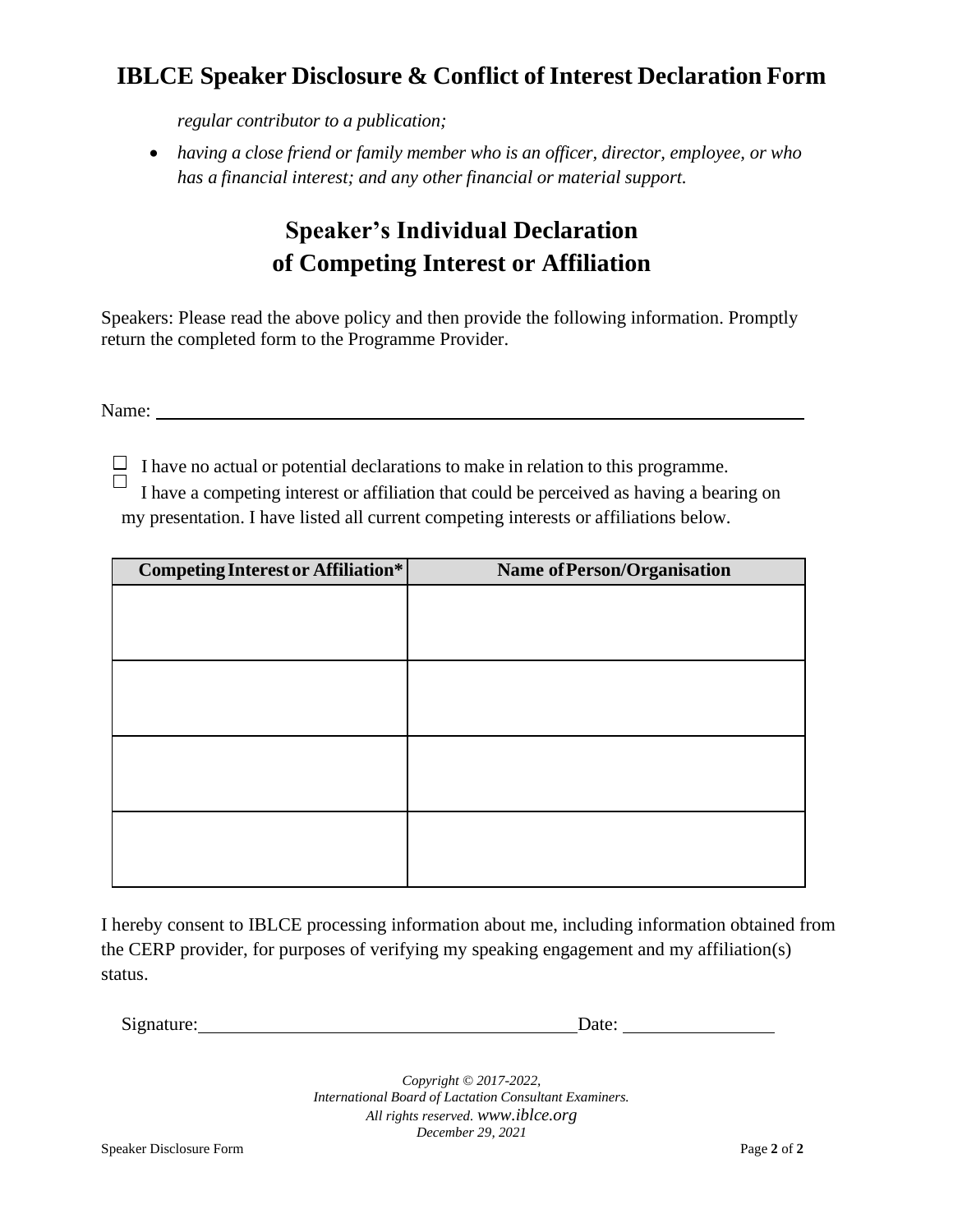regular contributor to a publication;*

- *having a close friend or family member who is an officer, director, employee, or who has a financial interest; and any other financial or material support.*

## Speaker's Individual Declaration of Competing Interest or Affiliation

Speakers: Please read the above policy and then provide the following information. Promptly return the completed form to the Programme Provider.

Name: ______________________________________________

☐ I have no actual or potential declarations to make in relation to this programme.

☐ I have a competing interest or affiliation that could be perceived as having a bearing on my presentation. I have listed all current competing interests or affiliations below.

| Competing Interest or Affiliation* | Name of Person/Organisation |
|---|---|
| | |
| | |
| | |
| | |

I hereby consent to IBLCE processing information about me, including information obtained from the CERP provider, for purposes of verifying my speaking engagement and my affiliation(s) status.

Signature: ______________________________ Date: ______________

*Copyright © 2017-2022,*
*International Board of Lactation Consultant Examiners.*
*All rights reserved. www.iblce.org*
*December 29, 2021*